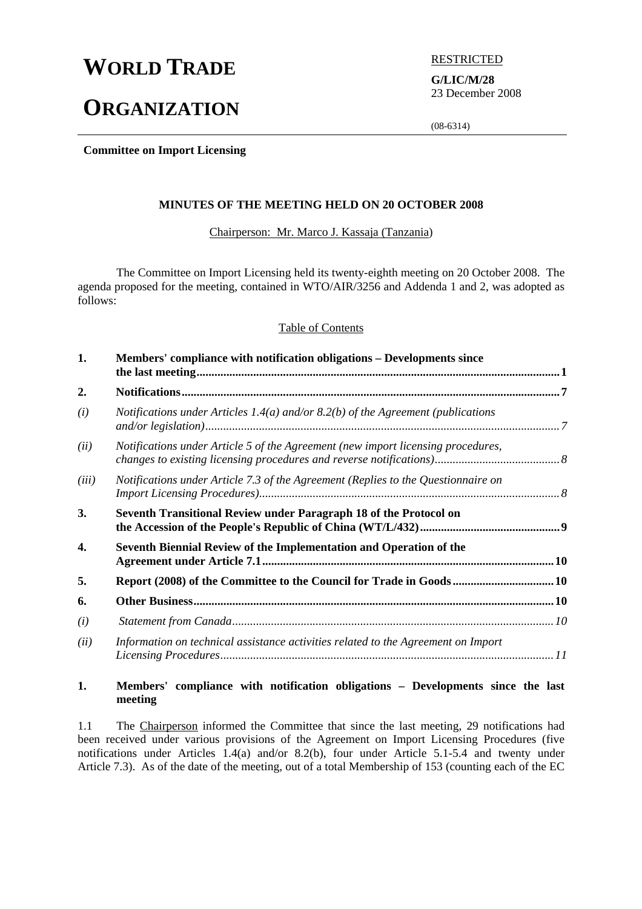# WORLD TRADE ORGANIZATION

RESTRICTED

**G/LIC/M/28**
23 December 2008

(08-6314)

**Committee on Import Licensing**

## MINUTES OF THE MEETING HELD ON 20 OCTOBER 2008

Chairperson: Mr. Marco J. Kassaja (Tanzania)

The Committee on Import Licensing held its twenty-eighth meeting on 20 October 2008. The agenda proposed for the meeting, contained in WTO/AIR/3256 and Addenda 1 and 2, was adopted as follows:

Table of Contents

| | | |
|---|---|---|
| **1.** | **Members' compliance with notification obligations – Developments since the last meeting** | **1** |
| **2.** | **Notifications** | **7** |
| *(i)* | *Notifications under Articles 1.4(a) and/or 8.2(b) of the Agreement (publications and/or legislation)* | *7* |
| *(ii)* | *Notifications under Article 5 of the Agreement (new import licensing procedures, changes to existing licensing procedures and reverse notifications)* | *8* |
| *(iii)* | *Notifications under Article 7.3 of the Agreement (Replies to the Questionnaire on Import Licensing Procedures)* | *8* |
| **3.** | **Seventh Transitional Review under Paragraph 18 of the Protocol on the Accession of the People's Republic of China (WT/L/432)** | **9** |
| **4.** | **Seventh Biennial Review of the Implementation and Operation of the Agreement under Article 7.1** | **10** |
| **5.** | **Report (2008) of the Committee to the Council for Trade in Goods** | **10** |
| **6.** | **Other Business** | **10** |
| *(i)* | *Statement from Canada* | *10* |
| *(ii)* | *Information on technical assistance activities related to the Agreement on Import Licensing Procedures* | *11* |

## 1. Members' compliance with notification obligations – Developments since the last meeting

1.1 The Chairperson informed the Committee that since the last meeting, 29 notifications had been received under various provisions of the Agreement on Import Licensing Procedures (five notifications under Articles 1.4(a) and/or 8.2(b), four under Article 5.1-5.4 and twenty under Article 7.3). As of the date of the meeting, out of a total Membership of 153 (counting each of the EC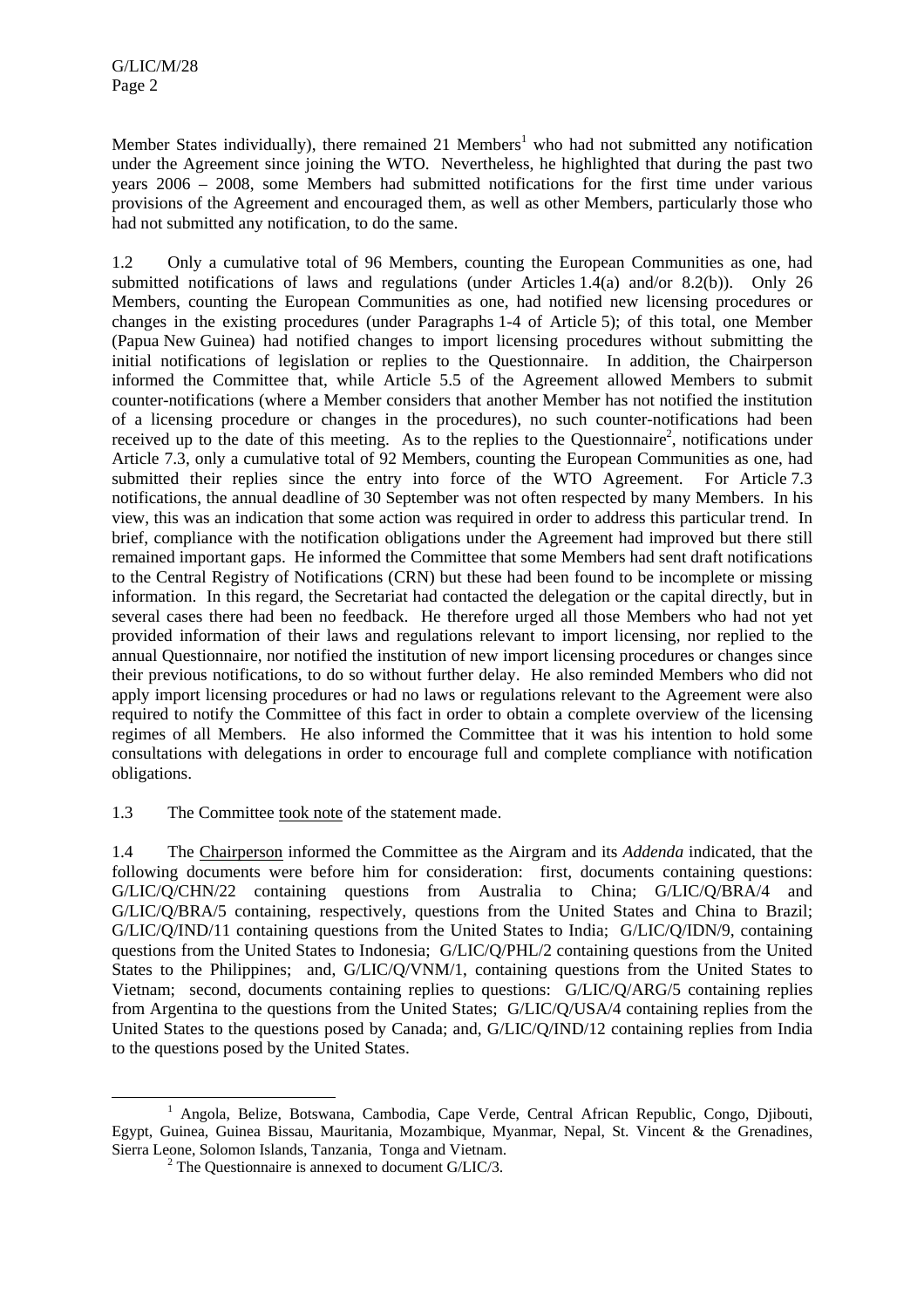Member States individually), there remained 21 Members[1] who had not submitted any notification under the Agreement since joining the WTO. Nevertheless, he highlighted that during the past two years 2006 – 2008, some Members had submitted notifications for the first time under various provisions of the Agreement and encouraged them, as well as other Members, particularly those who had not submitted any notification, to do the same.

1.2 Only a cumulative total of 96 Members, counting the European Communities as one, had submitted notifications of laws and regulations (under Articles 1.4(a) and/or 8.2(b)). Only 26 Members, counting the European Communities as one, had notified new licensing procedures or changes in the existing procedures (under Paragraphs 1-4 of Article 5); of this total, one Member (Papua New Guinea) had notified changes to import licensing procedures without submitting the initial notifications of legislation or replies to the Questionnaire. In addition, the Chairperson informed the Committee that, while Article 5.5 of the Agreement allowed Members to submit counter-notifications (where a Member considers that another Member has not notified the institution of a licensing procedure or changes in the procedures), no such counter-notifications had been received up to the date of this meeting. As to the replies to the Questionnaire[2], notifications under Article 7.3, only a cumulative total of 92 Members, counting the European Communities as one, had submitted their replies since the entry into force of the WTO Agreement. For Article 7.3 notifications, the annual deadline of 30 September was not often respected by many Members. In his view, this was an indication that some action was required in order to address this particular trend. In brief, compliance with the notification obligations under the Agreement had improved but there still remained important gaps. He informed the Committee that some Members had sent draft notifications to the Central Registry of Notifications (CRN) but these had been found to be incomplete or missing information. In this regard, the Secretariat had contacted the delegation or the capital directly, but in several cases there had been no feedback. He therefore urged all those Members who had not yet provided information of their laws and regulations relevant to import licensing, nor replied to the annual Questionnaire, nor notified the institution of new import licensing procedures or changes since their previous notifications, to do so without further delay. He also reminded Members who did not apply import licensing procedures or had no laws or regulations relevant to the Agreement were also required to notify the Committee of this fact in order to obtain a complete overview of the licensing regimes of all Members. He also informed the Committee that it was his intention to hold some consultations with delegations in order to encourage full and complete compliance with notification obligations.

1.3 The Committee took note of the statement made.

1.4 The Chairperson informed the Committee as the Airgram and its *Addenda* indicated, that the following documents were before him for consideration: first, documents containing questions: G/LIC/Q/CHN/22 containing questions from Australia to China; G/LIC/Q/BRA/4 and G/LIC/Q/BRA/5 containing, respectively, questions from the United States and China to Brazil; G/LIC/Q/IND/11 containing questions from the United States to India; G/LIC/Q/IDN/9, containing questions from the United States to Indonesia; G/LIC/Q/PHL/2 containing questions from the United States to the Philippines; and, G/LIC/Q/VNM/1, containing questions from the United States to Vietnam; second, documents containing replies to questions: G/LIC/Q/ARG/5 containing replies from Argentina to the questions from the United States; G/LIC/Q/USA/4 containing replies from the United States to the questions posed by Canada; and, G/LIC/Q/IND/12 containing replies from India to the questions posed by the United States.

---

[1] Angola, Belize, Botswana, Cambodia, Cape Verde, Central African Republic, Congo, Djibouti, Egypt, Guinea, Guinea Bissau, Mauritania, Mozambique, Myanmar, Nepal, St. Vincent & the Grenadines, Sierra Leone, Solomon Islands, Tanzania, Tonga and Vietnam.

[2] The Questionnaire is annexed to document G/LIC/3.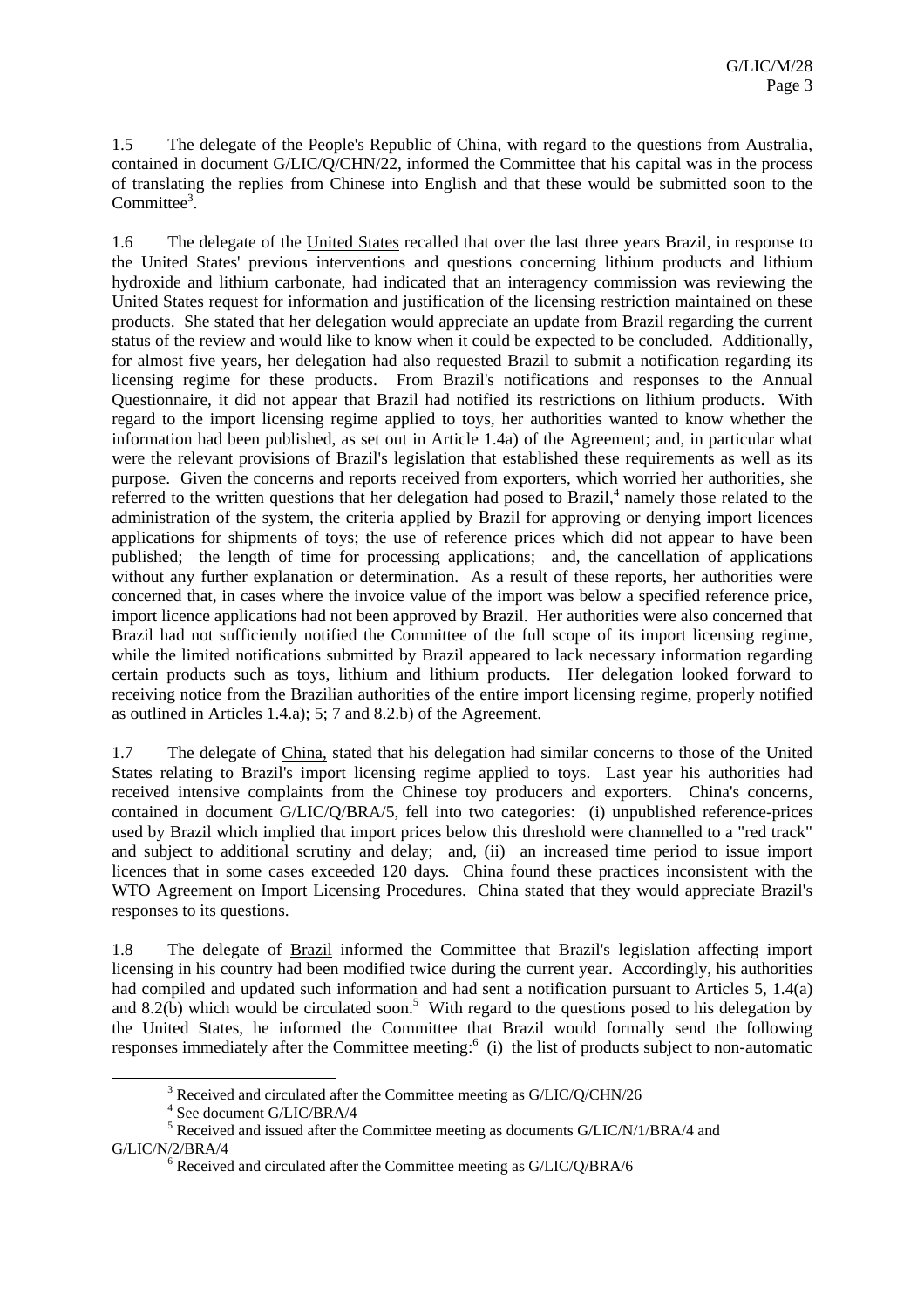1.5 The delegate of the People's Republic of China, with regard to the questions from Australia, contained in document G/LIC/Q/CHN/22, informed the Committee that his capital was in the process of translating the replies from Chinese into English and that these would be submitted soon to the Committee[3].

1.6 The delegate of the United States recalled that over the last three years Brazil, in response to the United States' previous interventions and questions concerning lithium products and lithium hydroxide and lithium carbonate, had indicated that an interagency commission was reviewing the United States request for information and justification of the licensing restriction maintained on these products. She stated that her delegation would appreciate an update from Brazil regarding the current status of the review and would like to know when it could be expected to be concluded. Additionally, for almost five years, her delegation had also requested Brazil to submit a notification regarding its licensing regime for these products. From Brazil's notifications and responses to the Annual Questionnaire, it did not appear that Brazil had notified its restrictions on lithium products. With regard to the import licensing regime applied to toys, her authorities wanted to know whether the information had been published, as set out in Article 1.4a) of the Agreement; and, in particular what were the relevant provisions of Brazil's legislation that established these requirements as well as its purpose. Given the concerns and reports received from exporters, which worried her authorities, she referred to the written questions that her delegation had posed to Brazil,[4] namely those related to the administration of the system, the criteria applied by Brazil for approving or denying import licences applications for shipments of toys; the use of reference prices which did not appear to have been published; the length of time for processing applications; and, the cancellation of applications without any further explanation or determination. As a result of these reports, her authorities were concerned that, in cases where the invoice value of the import was below a specified reference price, import licence applications had not been approved by Brazil. Her authorities were also concerned that Brazil had not sufficiently notified the Committee of the full scope of its import licensing regime, while the limited notifications submitted by Brazil appeared to lack necessary information regarding certain products such as toys, lithium and lithium products. Her delegation looked forward to receiving notice from the Brazilian authorities of the entire import licensing regime, properly notified as outlined in Articles 1.4.a); 5; 7 and 8.2.b) of the Agreement.

1.7 The delegate of China, stated that his delegation had similar concerns to those of the United States relating to Brazil's import licensing regime applied to toys. Last year his authorities had received intensive complaints from the Chinese toy producers and exporters. China's concerns, contained in document G/LIC/Q/BRA/5, fell into two categories: (i) unpublished reference-prices used by Brazil which implied that import prices below this threshold were channelled to a "red track" and subject to additional scrutiny and delay; and, (ii) an increased time period to issue import licences that in some cases exceeded 120 days. China found these practices inconsistent with the WTO Agreement on Import Licensing Procedures. China stated that they would appreciate Brazil's responses to its questions.

1.8 The delegate of Brazil informed the Committee that Brazil's legislation affecting import licensing in his country had been modified twice during the current year. Accordingly, his authorities had compiled and updated such information and had sent a notification pursuant to Articles 5, 1.4(a) and 8.2(b) which would be circulated soon.[5] With regard to the questions posed to his delegation by the United States, he informed the Committee that Brazil would formally send the following responses immediately after the Committee meeting:[6] (i) the list of products subject to non-automatic

---

[3] Received and circulated after the Committee meeting as G/LIC/Q/CHN/26

[4] See document G/LIC/BRA/4

[5] Received and issued after the Committee meeting as documents G/LIC/N/1/BRA/4 and G/LIC/N/2/BRA/4

[6] Received and circulated after the Committee meeting as G/LIC/Q/BRA/6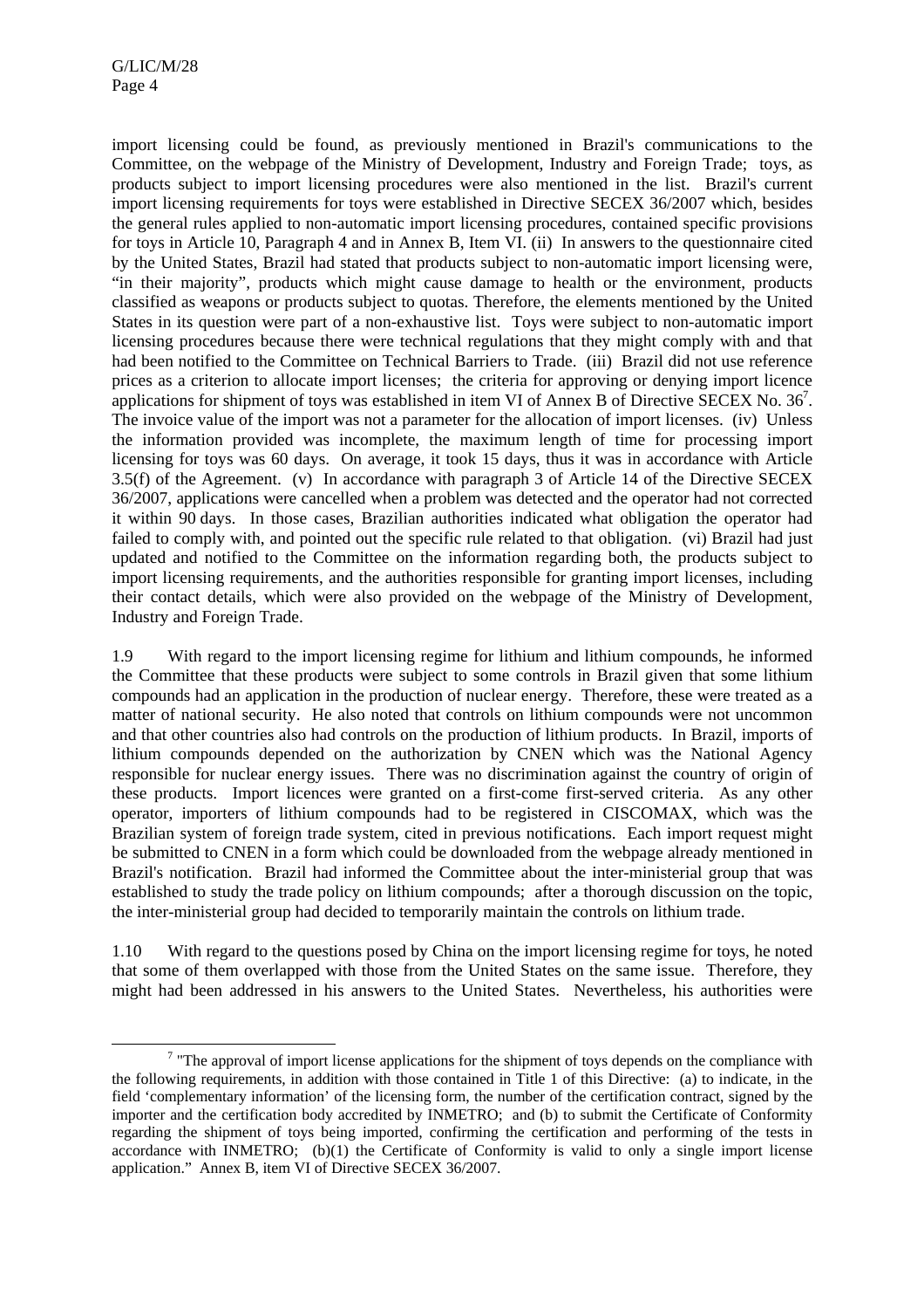import licensing could be found, as previously mentioned in Brazil's communications to the Committee, on the webpage of the Ministry of Development, Industry and Foreign Trade; toys, as products subject to import licensing procedures were also mentioned in the list. Brazil's current import licensing requirements for toys were established in Directive SECEX 36/2007 which, besides the general rules applied to non-automatic import licensing procedures, contained specific provisions for toys in Article 10, Paragraph 4 and in Annex B, Item VI. (ii) In answers to the questionnaire cited by the United States, Brazil had stated that products subject to non-automatic import licensing were, "in their majority", products which might cause damage to health or the environment, products classified as weapons or products subject to quotas. Therefore, the elements mentioned by the United States in its question were part of a non-exhaustive list. Toys were subject to non-automatic import licensing procedures because there were technical regulations that they might comply with and that had been notified to the Committee on Technical Barriers to Trade. (iii) Brazil did not use reference prices as a criterion to allocate import licenses; the criteria for approving or denying import licence applications for shipment of toys was established in item VI of Annex B of Directive SECEX No. 36[7]. The invoice value of the import was not a parameter for the allocation of import licenses. (iv) Unless the information provided was incomplete, the maximum length of time for processing import licensing for toys was 60 days. On average, it took 15 days, thus it was in accordance with Article 3.5(f) of the Agreement. (v) In accordance with paragraph 3 of Article 14 of the Directive SECEX 36/2007, applications were cancelled when a problem was detected and the operator had not corrected it within 90 days. In those cases, Brazilian authorities indicated what obligation the operator had failed to comply with, and pointed out the specific rule related to that obligation. (vi) Brazil had just updated and notified to the Committee on the information regarding both, the products subject to import licensing requirements, and the authorities responsible for granting import licenses, including their contact details, which were also provided on the webpage of the Ministry of Development, Industry and Foreign Trade.

1.9 With regard to the import licensing regime for lithium and lithium compounds, he informed the Committee that these products were subject to some controls in Brazil given that some lithium compounds had an application in the production of nuclear energy. Therefore, these were treated as a matter of national security. He also noted that controls on lithium compounds were not uncommon and that other countries also had controls on the production of lithium products. In Brazil, imports of lithium compounds depended on the authorization by CNEN which was the National Agency responsible for nuclear energy issues. There was no discrimination against the country of origin of these products. Import licences were granted on a first-come first-served criteria. As any other operator, importers of lithium compounds had to be registered in CISCOMAX, which was the Brazilian system of foreign trade system, cited in previous notifications. Each import request might be submitted to CNEN in a form which could be downloaded from the webpage already mentioned in Brazil's notification. Brazil had informed the Committee about the inter-ministerial group that was established to study the trade policy on lithium compounds; after a thorough discussion on the topic, the inter-ministerial group had decided to temporarily maintain the controls on lithium trade.

1.10 With regard to the questions posed by China on the import licensing regime for toys, he noted that some of them overlapped with those from the United States on the same issue. Therefore, they might had been addressed in his answers to the United States. Nevertheless, his authorities were

[7] "The approval of import license applications for the shipment of toys depends on the compliance with the following requirements, in addition with those contained in Title 1 of this Directive: (a) to indicate, in the field 'complementary information' of the licensing form, the number of the certification contract, signed by the importer and the certification body accredited by INMETRO; and (b) to submit the Certificate of Conformity regarding the shipment of toys being imported, confirming the certification and performing of the tests in accordance with INMETRO; (b)(1) the Certificate of Conformity is valid to only a single import license application." Annex B, item VI of Directive SECEX 36/2007.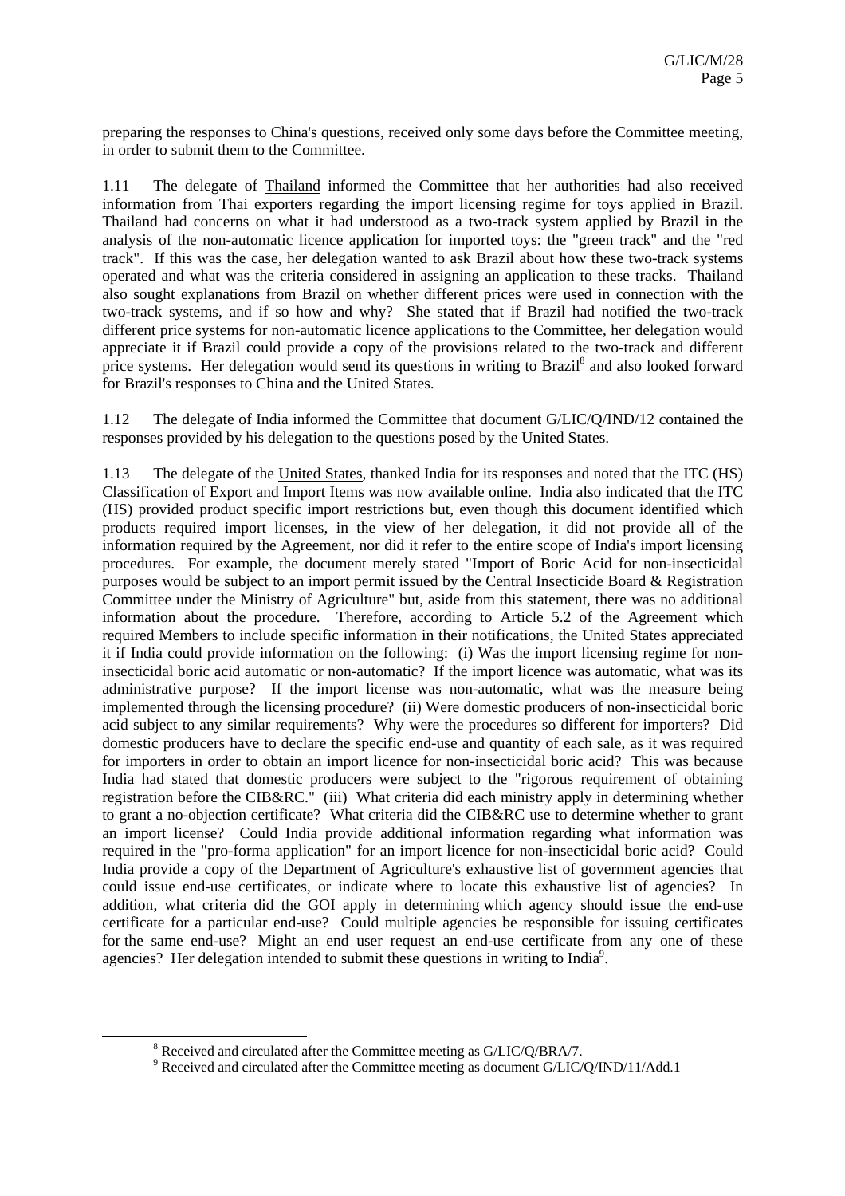preparing the responses to China's questions, received only some days before the Committee meeting, in order to submit them to the Committee.

1.11 The delegate of Thailand informed the Committee that her authorities had also received information from Thai exporters regarding the import licensing regime for toys applied in Brazil. Thailand had concerns on what it had understood as a two-track system applied by Brazil in the analysis of the non-automatic licence application for imported toys: the "green track" and the "red track". If this was the case, her delegation wanted to ask Brazil about how these two-track systems operated and what was the criteria considered in assigning an application to these tracks. Thailand also sought explanations from Brazil on whether different prices were used in connection with the two-track systems, and if so how and why? She stated that if Brazil had notified the two-track different price systems for non-automatic licence applications to the Committee, her delegation would appreciate it if Brazil could provide a copy of the provisions related to the two-track and different price systems. Her delegation would send its questions in writing to Brazil[8] and also looked forward for Brazil's responses to China and the United States.

1.12 The delegate of India informed the Committee that document G/LIC/Q/IND/12 contained the responses provided by his delegation to the questions posed by the United States.

1.13 The delegate of the United States, thanked India for its responses and noted that the ITC (HS) Classification of Export and Import Items was now available online. India also indicated that the ITC (HS) provided product specific import restrictions but, even though this document identified which products required import licenses, in the view of her delegation, it did not provide all of the information required by the Agreement, nor did it refer to the entire scope of India's import licensing procedures. For example, the document merely stated "Import of Boric Acid for non-insecticidal purposes would be subject to an import permit issued by the Central Insecticide Board & Registration Committee under the Ministry of Agriculture" but, aside from this statement, there was no additional information about the procedure. Therefore, according to Article 5.2 of the Agreement which required Members to include specific information in their notifications, the United States appreciated it if India could provide information on the following: (i) Was the import licensing regime for non-insecticidal boric acid automatic or non-automatic? If the import licence was automatic, what was its administrative purpose? If the import license was non-automatic, what was the measure being implemented through the licensing procedure? (ii) Were domestic producers of non-insecticidal boric acid subject to any similar requirements? Why were the procedures so different for importers? Did domestic producers have to declare the specific end-use and quantity of each sale, as it was required for importers in order to obtain an import licence for non-insecticidal boric acid? This was because India had stated that domestic producers were subject to the "rigorous requirement of obtaining registration before the CIB&RC." (iii) What criteria did each ministry apply in determining whether to grant a no-objection certificate? What criteria did the CIB&RC use to determine whether to grant an import license? Could India provide additional information regarding what information was required in the "pro-forma application" for an import licence for non-insecticidal boric acid? Could India provide a copy of the Department of Agriculture's exhaustive list of government agencies that could issue end-use certificates, or indicate where to locate this exhaustive list of agencies? In addition, what criteria did the GOI apply in determining which agency should issue the end-use certificate for a particular end-use? Could multiple agencies be responsible for issuing certificates for the same end-use? Might an end user request an end-use certificate from any one of these agencies? Her delegation intended to submit these questions in writing to India[9].

---

[8] Received and circulated after the Committee meeting as G/LIC/Q/BRA/7.

[9] Received and circulated after the Committee meeting as document G/LIC/Q/IND/11/Add.1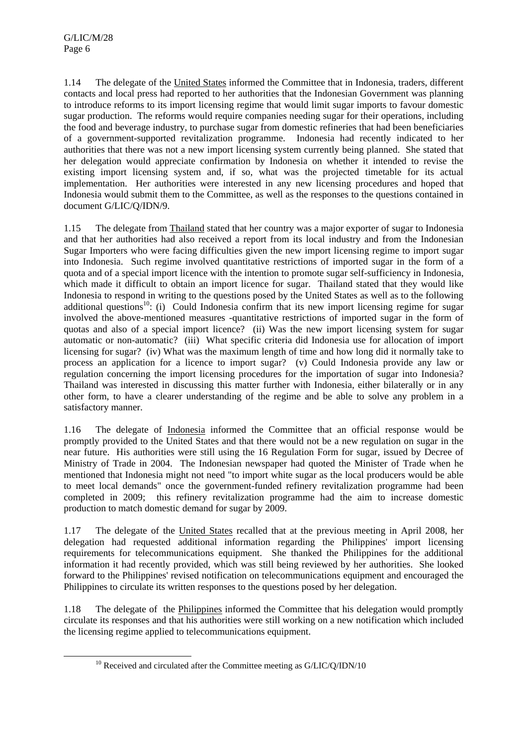1.14 The delegate of the United States informed the Committee that in Indonesia, traders, different contacts and local press had reported to her authorities that the Indonesian Government was planning to introduce reforms to its import licensing regime that would limit sugar imports to favour domestic sugar production. The reforms would require companies needing sugar for their operations, including the food and beverage industry, to purchase sugar from domestic refineries that had been beneficiaries of a government-supported revitalization programme. Indonesia had recently indicated to her authorities that there was not a new import licensing system currently being planned. She stated that her delegation would appreciate confirmation by Indonesia on whether it intended to revise the existing import licensing system and, if so, what was the projected timetable for its actual implementation. Her authorities were interested in any new licensing procedures and hoped that Indonesia would submit them to the Committee, as well as the responses to the questions contained in document G/LIC/Q/IDN/9.

1.15 The delegate from Thailand stated that her country was a major exporter of sugar to Indonesia and that her authorities had also received a report from its local industry and from the Indonesian Sugar Importers who were facing difficulties given the new import licensing regime to import sugar into Indonesia. Such regime involved quantitative restrictions of imported sugar in the form of a quota and of a special import licence with the intention to promote sugar self-sufficiency in Indonesia, which made it difficult to obtain an import licence for sugar. Thailand stated that they would like Indonesia to respond in writing to the questions posed by the United States as well as to the following additional questions[10]: (i) Could Indonesia confirm that its new import licensing regime for sugar involved the above-mentioned measures -quantitative restrictions of imported sugar in the form of quotas and also of a special import licence? (ii) Was the new import licensing system for sugar automatic or non-automatic? (iii) What specific criteria did Indonesia use for allocation of import licensing for sugar? (iv) What was the maximum length of time and how long did it normally take to process an application for a licence to import sugar? (v) Could Indonesia provide any law or regulation concerning the import licensing procedures for the importation of sugar into Indonesia? Thailand was interested in discussing this matter further with Indonesia, either bilaterally or in any other form, to have a clearer understanding of the regime and be able to solve any problem in a satisfactory manner.

1.16 The delegate of Indonesia informed the Committee that an official response would be promptly provided to the United States and that there would not be a new regulation on sugar in the near future. His authorities were still using the 16 Regulation Form for sugar, issued by Decree of Ministry of Trade in 2004. The Indonesian newspaper had quoted the Minister of Trade when he mentioned that Indonesia might not need "to import white sugar as the local producers would be able to meet local demands" once the government-funded refinery revitalization programme had been completed in 2009; this refinery revitalization programme had the aim to increase domestic production to match domestic demand for sugar by 2009.

1.17 The delegate of the United States recalled that at the previous meeting in April 2008, her delegation had requested additional information regarding the Philippines' import licensing requirements for telecommunications equipment. She thanked the Philippines for the additional information it had recently provided, which was still being reviewed by her authorities. She looked forward to the Philippines' revised notification on telecommunications equipment and encouraged the Philippines to circulate its written responses to the questions posed by her delegation.

1.18 The delegate of the Philippines informed the Committee that his delegation would promptly circulate its responses and that his authorities were still working on a new notification which included the licensing regime applied to telecommunications equipment.

[10] Received and circulated after the Committee meeting as G/LIC/Q/IDN/10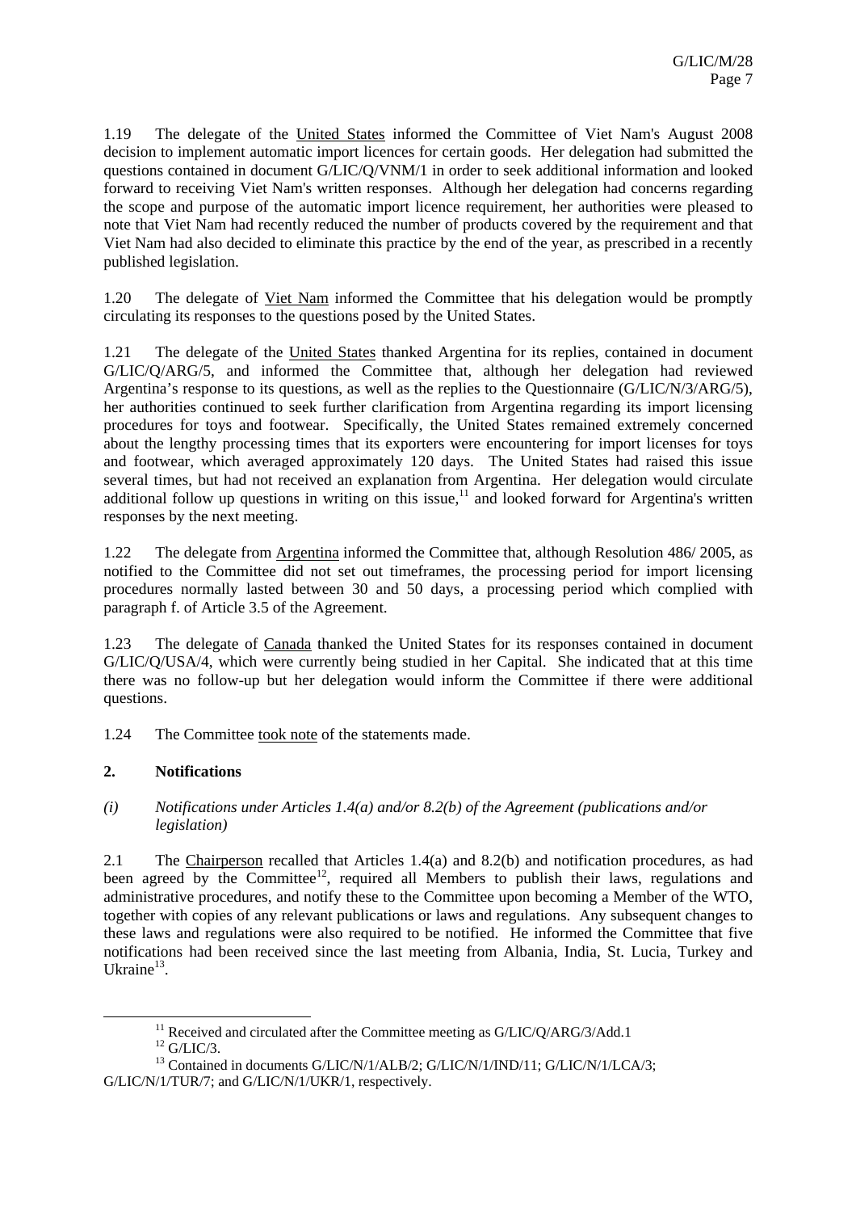1.19 The delegate of the United States informed the Committee of Viet Nam's August 2008 decision to implement automatic import licences for certain goods. Her delegation had submitted the questions contained in document G/LIC/Q/VNM/1 in order to seek additional information and looked forward to receiving Viet Nam's written responses. Although her delegation had concerns regarding the scope and purpose of the automatic import licence requirement, her authorities were pleased to note that Viet Nam had recently reduced the number of products covered by the requirement and that Viet Nam had also decided to eliminate this practice by the end of the year, as prescribed in a recently published legislation.

1.20 The delegate of Viet Nam informed the Committee that his delegation would be promptly circulating its responses to the questions posed by the United States.

1.21 The delegate of the United States thanked Argentina for its replies, contained in document G/LIC/Q/ARG/5, and informed the Committee that, although her delegation had reviewed Argentina's response to its questions, as well as the replies to the Questionnaire (G/LIC/N/3/ARG/5), her authorities continued to seek further clarification from Argentina regarding its import licensing procedures for toys and footwear. Specifically, the United States remained extremely concerned about the lengthy processing times that its exporters were encountering for import licenses for toys and footwear, which averaged approximately 120 days. The United States had raised this issue several times, but had not received an explanation from Argentina. Her delegation would circulate additional follow up questions in writing on this issue,[11] and looked forward for Argentina's written responses by the next meeting.

1.22 The delegate from Argentina informed the Committee that, although Resolution 486/ 2005, as notified to the Committee did not set out timeframes, the processing period for import licensing procedures normally lasted between 30 and 50 days, a processing period which complied with paragraph f. of Article 3.5 of the Agreement.

1.23 The delegate of Canada thanked the United States for its responses contained in document G/LIC/Q/USA/4, which were currently being studied in her Capital. She indicated that at this time there was no follow-up but her delegation would inform the Committee if there were additional questions.

1.24 The Committee took note of the statements made.

## 2. Notifications

*(i) Notifications under Articles 1.4(a) and/or 8.2(b) of the Agreement (publications and/or legislation)*

2.1 The Chairperson recalled that Articles 1.4(a) and 8.2(b) and notification procedures, as had been agreed by the Committee[12], required all Members to publish their laws, regulations and administrative procedures, and notify these to the Committee upon becoming a Member of the WTO, together with copies of any relevant publications or laws and regulations. Any subsequent changes to these laws and regulations were also required to be notified. He informed the Committee that five notifications had been received since the last meeting from Albania, India, St. Lucia, Turkey and Ukraine[13].

[11] Received and circulated after the Committee meeting as G/LIC/Q/ARG/3/Add.1

[12] G/LIC/3.

[13] Contained in documents G/LIC/N/1/ALB/2; G/LIC/N/1/IND/11; G/LIC/N/1/LCA/3; G/LIC/N/1/TUR/7; and G/LIC/N/1/UKR/1, respectively.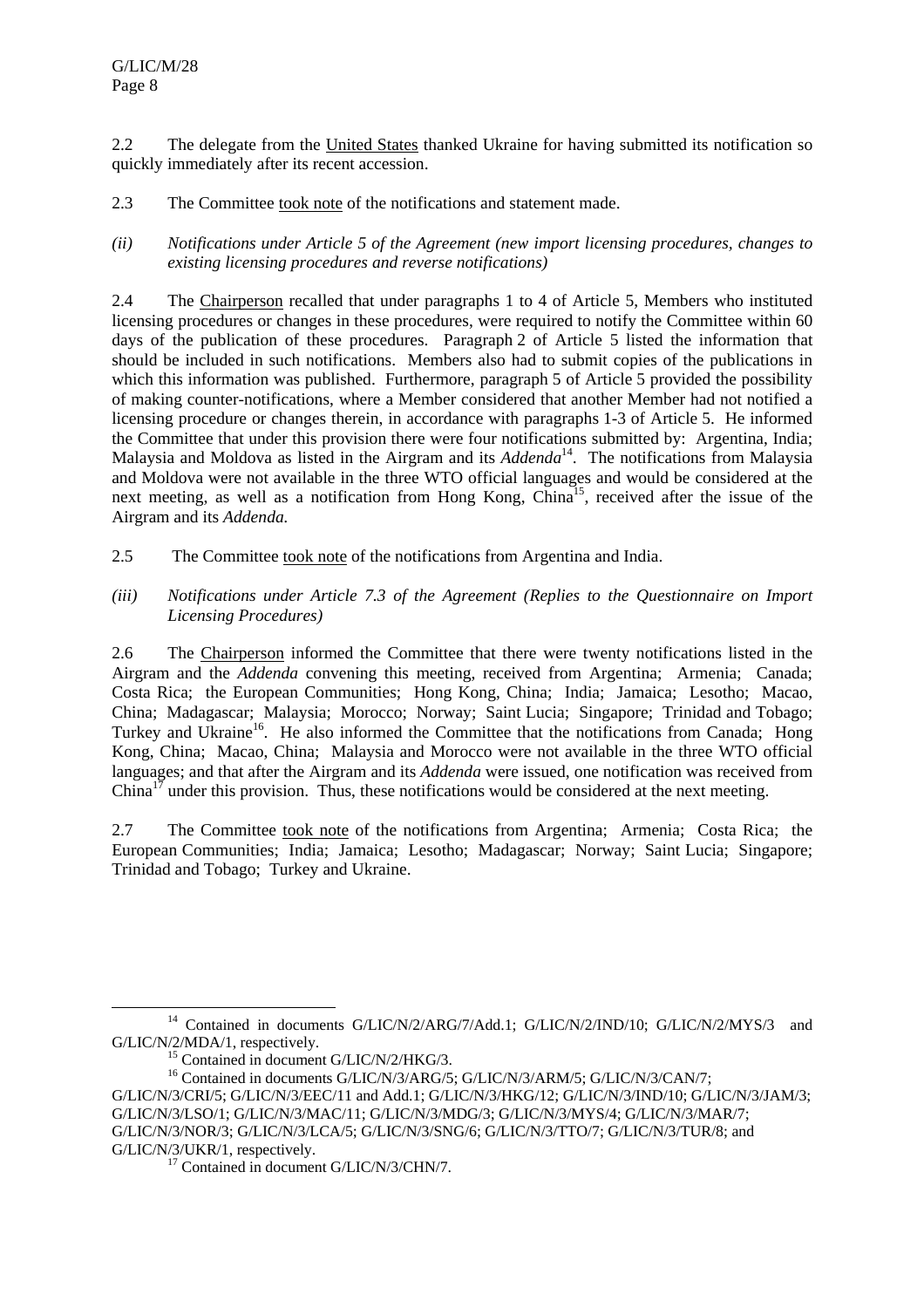2.2 The delegate from the United States thanked Ukraine for having submitted its notification so quickly immediately after its recent accession.

2.3 The Committee took note of the notifications and statement made.

*(ii) Notifications under Article 5 of the Agreement (new import licensing procedures, changes to existing licensing procedures and reverse notifications)*

2.4 The Chairperson recalled that under paragraphs 1 to 4 of Article 5, Members who instituted licensing procedures or changes in these procedures, were required to notify the Committee within 60 days of the publication of these procedures. Paragraph 2 of Article 5 listed the information that should be included in such notifications. Members also had to submit copies of the publications in which this information was published. Furthermore, paragraph 5 of Article 5 provided the possibility of making counter-notifications, where a Member considered that another Member had not notified a licensing procedure or changes therein, in accordance with paragraphs 1-3 of Article 5. He informed the Committee that under this provision there were four notifications submitted by: Argentina, India; Malaysia and Moldova as listed in the Airgram and its *Addenda*[14]. The notifications from Malaysia and Moldova were not available in the three WTO official languages and would be considered at the next meeting, as well as a notification from Hong Kong, China[15], received after the issue of the Airgram and its *Addenda.*

2.5 The Committee took note of the notifications from Argentina and India.

*(iii) Notifications under Article 7.3 of the Agreement (Replies to the Questionnaire on Import Licensing Procedures)*

2.6 The Chairperson informed the Committee that there were twenty notifications listed in the Airgram and the *Addenda* convening this meeting, received from Argentina; Armenia; Canada; Costa Rica; the European Communities; Hong Kong, China; India; Jamaica; Lesotho; Macao, China; Madagascar; Malaysia; Morocco; Norway; Saint Lucia; Singapore; Trinidad and Tobago; Turkey and Ukraine[16]. He also informed the Committee that the notifications from Canada; Hong Kong, China; Macao, China; Malaysia and Morocco were not available in the three WTO official languages; and that after the Airgram and its *Addenda* were issued, one notification was received from China[17] under this provision. Thus, these notifications would be considered at the next meeting.

2.7 The Committee took note of the notifications from Argentina; Armenia; Costa Rica; the European Communities; India; Jamaica; Lesotho; Madagascar; Norway; Saint Lucia; Singapore; Trinidad and Tobago; Turkey and Ukraine.

---

[14] Contained in documents G/LIC/N/2/ARG/7/Add.1; G/LIC/N/2/IND/10; G/LIC/N/2/MYS/3 and G/LIC/N/2/MDA/1, respectively.

[15] Contained in document G/LIC/N/2/HKG/3.

[16] Contained in documents G/LIC/N/3/ARG/5; G/LIC/N/3/ARM/5; G/LIC/N/3/CAN/7; G/LIC/N/3/CRI/5; G/LIC/N/3/EEC/11 and Add.1; G/LIC/N/3/HKG/12; G/LIC/N/3/IND/10; G/LIC/N/3/JAM/3; G/LIC/N/3/LSO/1; G/LIC/N/3/MAC/11; G/LIC/N/3/MDG/3; G/LIC/N/3/MYS/4; G/LIC/N/3/MAR/7; G/LIC/N/3/NOR/3; G/LIC/N/3/LCA/5; G/LIC/N/3/SNG/6; G/LIC/N/3/TTO/7; G/LIC/N/3/TUR/8; and G/LIC/N/3/UKR/1, respectively.

[17] Contained in document G/LIC/N/3/CHN/7.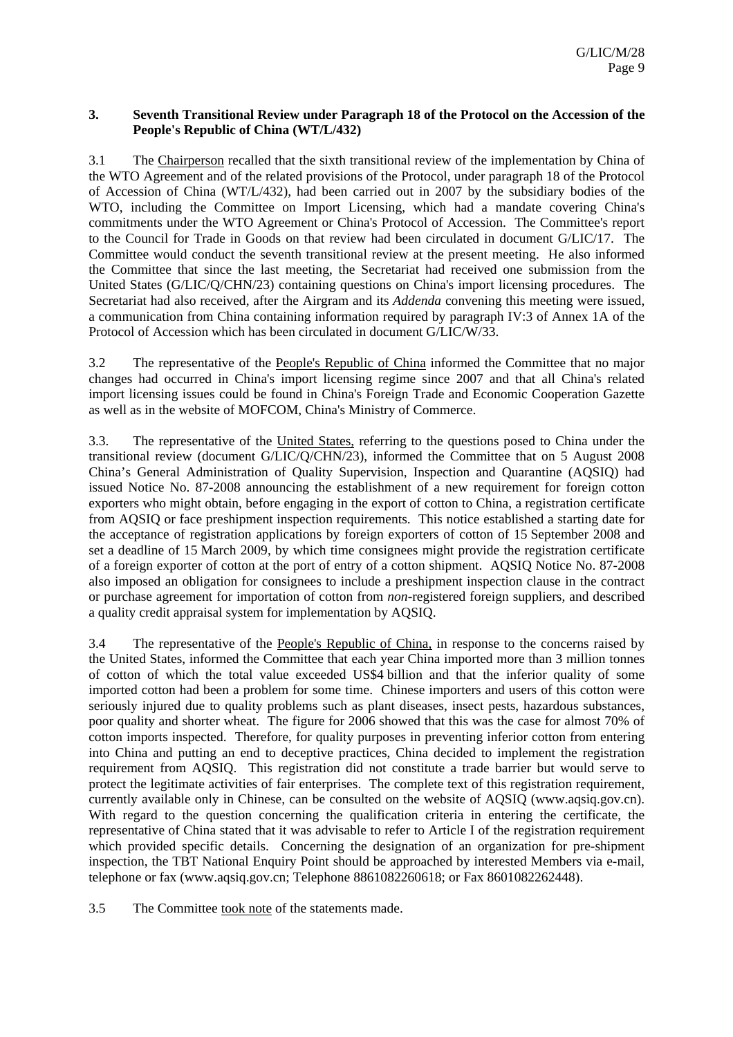### 3. Seventh Transitional Review under Paragraph 18 of the Protocol on the Accession of the People's Republic of China (WT/L/432)

3.1 The Chairperson recalled that the sixth transitional review of the implementation by China of the WTO Agreement and of the related provisions of the Protocol, under paragraph 18 of the Protocol of Accession of China (WT/L/432), had been carried out in 2007 by the subsidiary bodies of the WTO, including the Committee on Import Licensing, which had a mandate covering China's commitments under the WTO Agreement or China's Protocol of Accession. The Committee's report to the Council for Trade in Goods on that review had been circulated in document G/LIC/17. The Committee would conduct the seventh transitional review at the present meeting. He also informed the Committee that since the last meeting, the Secretariat had received one submission from the United States (G/LIC/Q/CHN/23) containing questions on China's import licensing procedures. The Secretariat had also received, after the Airgram and its *Addenda* convening this meeting were issued, a communication from China containing information required by paragraph IV:3 of Annex 1A of the Protocol of Accession which has been circulated in document G/LIC/W/33.

3.2 The representative of the People's Republic of China informed the Committee that no major changes had occurred in China's import licensing regime since 2007 and that all China's related import licensing issues could be found in China's Foreign Trade and Economic Cooperation Gazette as well as in the website of MOFCOM, China's Ministry of Commerce.

3.3. The representative of the United States, referring to the questions posed to China under the transitional review (document G/LIC/Q/CHN/23), informed the Committee that on 5 August 2008 China's General Administration of Quality Supervision, Inspection and Quarantine (AQSIQ) had issued Notice No. 87-2008 announcing the establishment of a new requirement for foreign cotton exporters who might obtain, before engaging in the export of cotton to China, a registration certificate from AQSIQ or face preshipment inspection requirements. This notice established a starting date for the acceptance of registration applications by foreign exporters of cotton of 15 September 2008 and set a deadline of 15 March 2009, by which time consignees might provide the registration certificate of a foreign exporter of cotton at the port of entry of a cotton shipment. AQSIQ Notice No. 87-2008 also imposed an obligation for consignees to include a preshipment inspection clause in the contract or purchase agreement for importation of cotton from *non*-registered foreign suppliers, and described a quality credit appraisal system for implementation by AQSIQ.

3.4 The representative of the People's Republic of China, in response to the concerns raised by the United States, informed the Committee that each year China imported more than 3 million tonnes of cotton of which the total value exceeded US$4 billion and that the inferior quality of some imported cotton had been a problem for some time. Chinese importers and users of this cotton were seriously injured due to quality problems such as plant diseases, insect pests, hazardous substances, poor quality and shorter wheat. The figure for 2006 showed that this was the case for almost 70% of cotton imports inspected. Therefore, for quality purposes in preventing inferior cotton from entering into China and putting an end to deceptive practices, China decided to implement the registration requirement from AQSIQ. This registration did not constitute a trade barrier but would serve to protect the legitimate activities of fair enterprises. The complete text of this registration requirement, currently available only in Chinese, can be consulted on the website of AQSIQ (www.aqsiq.gov.cn). With regard to the question concerning the qualification criteria in entering the certificate, the representative of China stated that it was advisable to refer to Article I of the registration requirement which provided specific details. Concerning the designation of an organization for pre-shipment inspection, the TBT National Enquiry Point should be approached by interested Members via e-mail, telephone or fax (www.aqsiq.gov.cn; Telephone 8861082260618; or Fax 8601082262448).

3.5 The Committee took note of the statements made.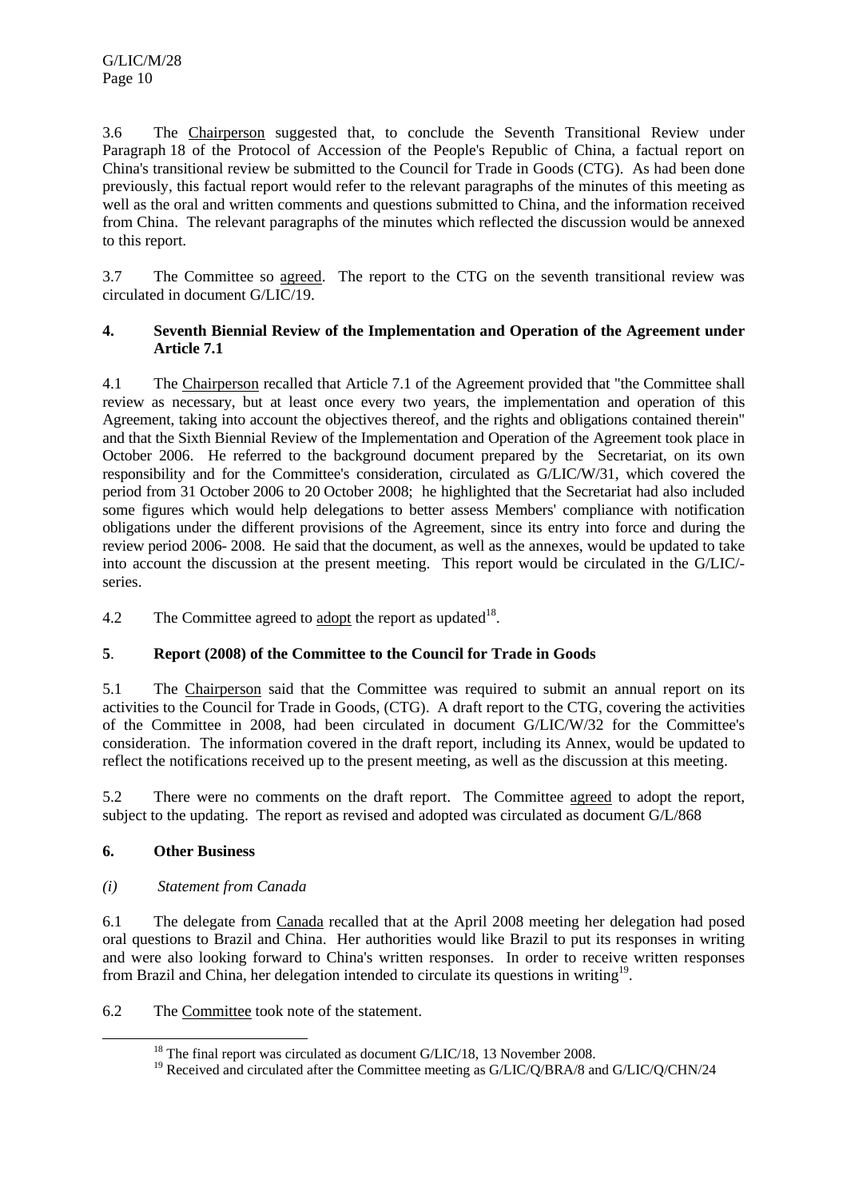3.6 The Chairperson suggested that, to conclude the Seventh Transitional Review under Paragraph 18 of the Protocol of Accession of the People's Republic of China, a factual report on China's transitional review be submitted to the Council for Trade in Goods (CTG). As had been done previously, this factual report would refer to the relevant paragraphs of the minutes of this meeting as well as the oral and written comments and questions submitted to China, and the information received from China. The relevant paragraphs of the minutes which reflected the discussion would be annexed to this report.

3.7 The Committee so agreed. The report to the CTG on the seventh transitional review was circulated in document G/LIC/19.

## 4. Seventh Biennial Review of the Implementation and Operation of the Agreement under Article 7.1

4.1 The Chairperson recalled that Article 7.1 of the Agreement provided that "the Committee shall review as necessary, but at least once every two years, the implementation and operation of this Agreement, taking into account the objectives thereof, and the rights and obligations contained therein" and that the Sixth Biennial Review of the Implementation and Operation of the Agreement took place in October 2006. He referred to the background document prepared by the Secretariat, on its own responsibility and for the Committee's consideration, circulated as G/LIC/W/31, which covered the period from 31 October 2006 to 20 October 2008; he highlighted that the Secretariat had also included some figures which would help delegations to better assess Members' compliance with notification obligations under the different provisions of the Agreement, since its entry into force and during the review period 2006- 2008. He said that the document, as well as the annexes, would be updated to take into account the discussion at the present meeting. This report would be circulated in the G/LIC/-series.

4.2 The Committee agreed to adopt the report as updated[18].

## 5. Report (2008) of the Committee to the Council for Trade in Goods

5.1 The Chairperson said that the Committee was required to submit an annual report on its activities to the Council for Trade in Goods, (CTG). A draft report to the CTG, covering the activities of the Committee in 2008, had been circulated in document G/LIC/W/32 for the Committee's consideration. The information covered in the draft report, including its Annex, would be updated to reflect the notifications received up to the present meeting, as well as the discussion at this meeting.

5.2 There were no comments on the draft report. The Committee agreed to adopt the report, subject to the updating. The report as revised and adopted was circulated as document G/L/868

## 6. Other Business

*(i) Statement from Canada*

6.1 The delegate from Canada recalled that at the April 2008 meeting her delegation had posed oral questions to Brazil and China. Her authorities would like Brazil to put its responses in writing and were also looking forward to China's written responses. In order to receive written responses from Brazil and China, her delegation intended to circulate its questions in writing[19].

6.2 The Committee took note of the statement.

---

[18] The final report was circulated as document G/LIC/18, 13 November 2008.

[19] Received and circulated after the Committee meeting as G/LIC/Q/BRA/8 and G/LIC/Q/CHN/24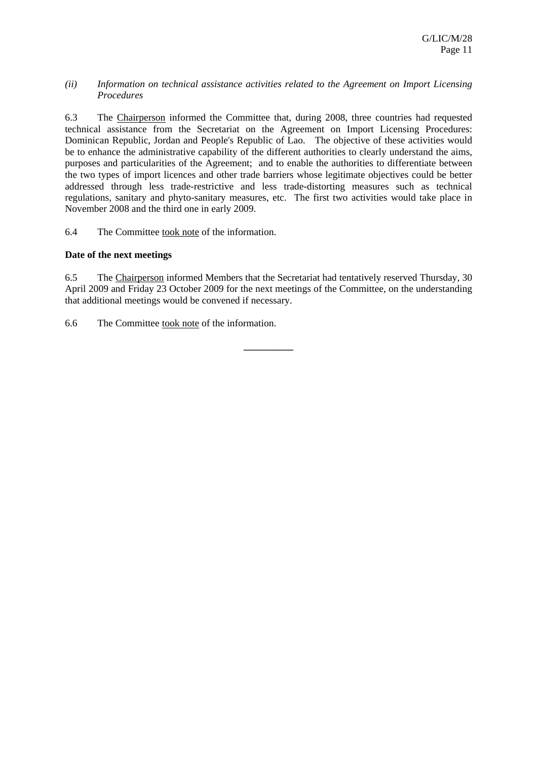*(ii) Information on technical assistance activities related to the Agreement on Import Licensing Procedures*

6.3 The Chairperson informed the Committee that, during 2008, three countries had requested technical assistance from the Secretariat on the Agreement on Import Licensing Procedures: Dominican Republic, Jordan and People's Republic of Lao. The objective of these activities would be to enhance the administrative capability of the different authorities to clearly understand the aims, purposes and particularities of the Agreement; and to enable the authorities to differentiate between the two types of import licences and other trade barriers whose legitimate objectives could be better addressed through less trade-restrictive and less trade-distorting measures such as technical regulations, sanitary and phyto-sanitary measures, etc. The first two activities would take place in November 2008 and the third one in early 2009.

6.4 The Committee took note of the information.

**Date of the next meetings**

6.5 The Chairperson informed Members that the Secretariat had tentatively reserved Thursday, 30 April 2009 and Friday 23 October 2009 for the next meetings of the Committee, on the understanding that additional meetings would be convened if necessary.

6.6 The Committee took note of the information.

__________